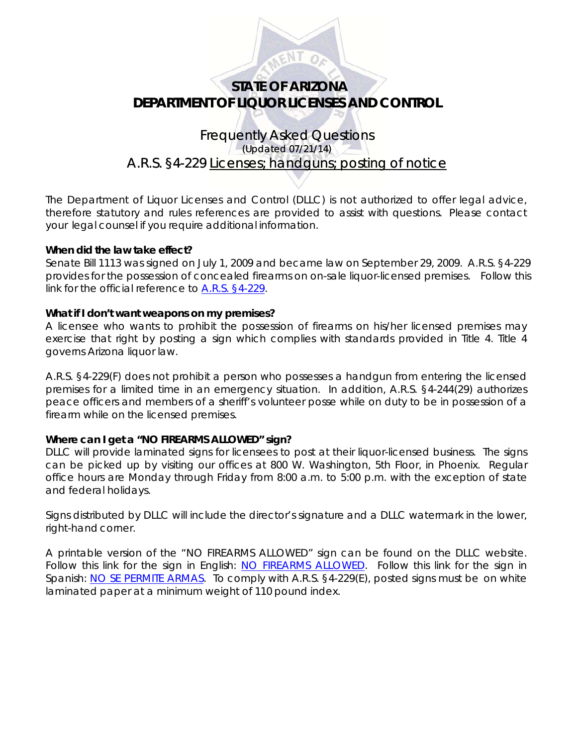# STATE OF ARIZONA
# DEPARTMENT OF LIQUOR LICENSES AND CONTROL

## Frequently Asked Questions
(Updated 07/21/14)

## A.R.S. §4-229 Licenses; handguns; posting of notice

The Department of Liquor Licenses and Control (DLLC) is not authorized to offer legal advice, therefore statutory and rules references are provided to assist with questions. Please contact your legal counsel if you require additional information.

**When did the law take effect?**

Senate Bill 1113 was signed on July 1, 2009 and became law on September 29, 2009. A.R.S. §4-229 provides for the possession of concealed firearms on on-sale liquor-licensed premises. Follow this link for the official reference to A.R.S. §4-229.

**What if I don't want weapons on my premises?**

A licensee who wants to prohibit the possession of firearms on his/her licensed premises may exercise that right by posting a sign which complies with standards provided in Title 4. Title 4 governs Arizona liquor law.

A.R.S. §4-229(F) does not prohibit a person who possesses a handgun from entering the licensed premises for a limited time in an emergency situation. In addition, A.R.S. §4-244(29) authorizes peace officers and members of a sheriff's volunteer posse while on duty to be in possession of a firearm while on the licensed premises.

**Where can I get a "NO FIREARMS ALLOWED" sign?**

DLLC will provide laminated signs for licensees to post at their liquor-licensed business. The signs can be picked up by visiting our offices at 800 W. Washington, 5th Floor, in Phoenix. Regular office hours are Monday through Friday from 8:00 a.m. to 5:00 p.m. with the exception of state and federal holidays.

Signs distributed by DLLC will include the director's signature and a DLLC watermark in the lower, right-hand corner.

A printable version of the "NO FIREARMS ALLOWED" sign can be found on the DLLC website. Follow this link for the sign in English: NO FIREARMS ALLOWED. Follow this link for the sign in Spanish: NO SE PERMITE ARMAS. To comply with A.R.S. §4-229(E), posted signs must be on white laminated paper at a minimum weight of 110 pound index.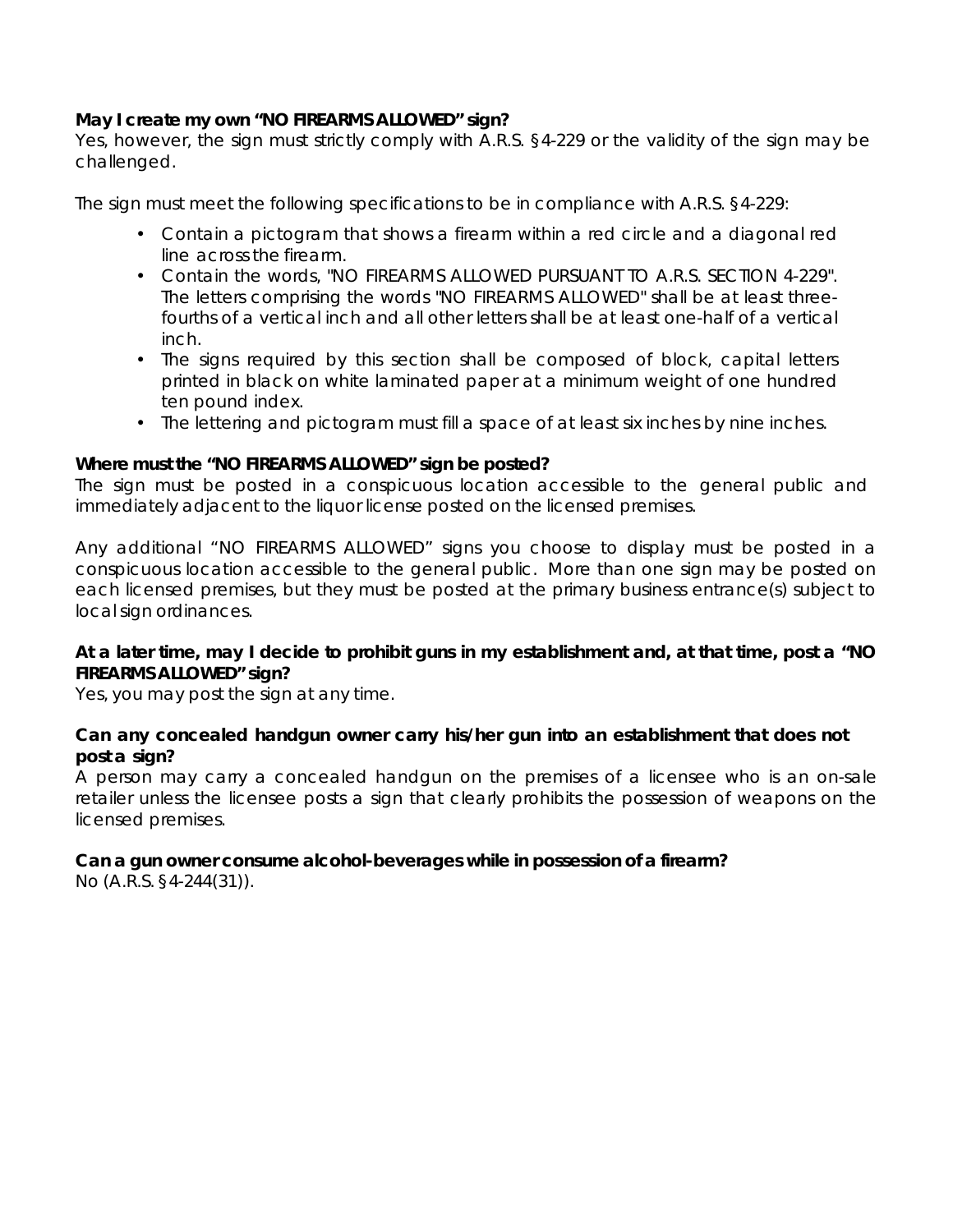**May I create my own "NO FIREARMS ALLOWED" sign?**

Yes, however, the sign must strictly comply with A.R.S. §4-229 or the validity of the sign may be challenged.

The sign must meet the following specifications to be in compliance with A.R.S. §4-229:

- Contain a pictogram that shows a firearm within a red circle and a diagonal red line across the firearm.
- Contain the words, "NO FIREARMS ALLOWED PURSUANT TO A.R.S. SECTION 4-229". The letters comprising the words "NO FIREARMS ALLOWED" shall be at least three-fourths of a vertical inch and all other letters shall be at least one-half of a vertical inch.
- The signs required by this section shall be composed of block, capital letters printed in black on white laminated paper at a minimum weight of one hundred ten pound index.
- The lettering and pictogram must fill a space of at least six inches by nine inches.

**Where must the "NO FIREARMS ALLOWED" sign be posted?**

The sign must be posted in a conspicuous location accessible to the general public and immediately adjacent to the liquor license posted on the licensed premises.

Any additional "NO FIREARMS ALLOWED" signs you choose to display must be posted in a conspicuous location accessible to the general public. More than one sign may be posted on each licensed premises, but they must be posted at the primary business entrance(s) subject to local sign ordinances.

**At a later time, may I decide to prohibit guns in my establishment and, at that time, post a "NO FIREARMS ALLOWED" sign?**

Yes, you may post the sign at any time.

**Can any concealed handgun owner carry his/her gun into an establishment that does not post a sign?**

A person may carry a concealed handgun on the premises of a licensee who is an on-sale retailer unless the licensee posts a sign that clearly prohibits the possession of weapons on the licensed premises.

**Can a gun owner consume alcohol-beverages while in possession of a firearm?**

No (A.R.S. §4-244(31)).